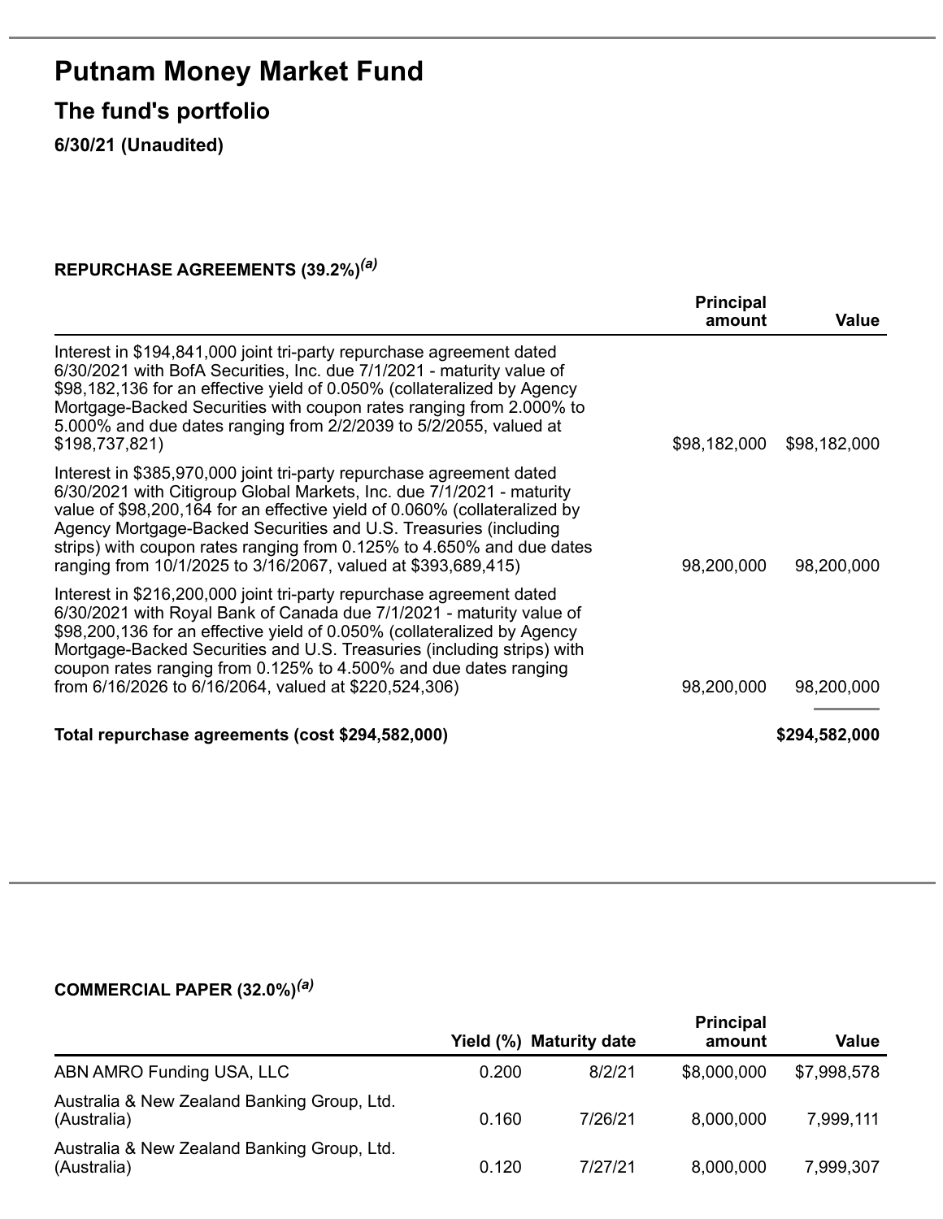# Putnam Money Market Fund

## The fund's portfolio

**6/30/21 (Unaudited)**

**REPURCHASE AGREEMENTS (39.2%)[(a)]**

| | Principal amount | Value |
|---|---|---|
| Interest in $194,841,000 joint tri-party repurchase agreement dated 6/30/2021 with BofA Securities, Inc. due 7/1/2021 - maturity value of $98,182,136 for an effective yield of 0.050% (collateralized by Agency Mortgage-Backed Securities with coupon rates ranging from 2.000% to 5.000% and due dates ranging from 2/2/2039 to 5/2/2055, valued at $198,737,821) | $98,182,000 | $98,182,000 |
| Interest in $385,970,000 joint tri-party repurchase agreement dated 6/30/2021 with Citigroup Global Markets, Inc. due 7/1/2021 - maturity value of $98,200,164 for an effective yield of 0.060% (collateralized by Agency Mortgage-Backed Securities and U.S. Treasuries (including strips) with coupon rates ranging from 0.125% to 4.650% and due dates ranging from 10/1/2025 to 3/16/2067, valued at $393,689,415) | 98,200,000 | 98,200,000 |
| Interest in $216,200,000 joint tri-party repurchase agreement dated 6/30/2021 with Royal Bank of Canada due 7/1/2021 - maturity value of $98,200,136 for an effective yield of 0.050% (collateralized by Agency Mortgage-Backed Securities and U.S. Treasuries (including strips) with coupon rates ranging from 0.125% to 4.500% and due dates ranging from 6/16/2026 to 6/16/2064, valued at $220,524,306) | 98,200,000 | 98,200,000 |
| **Total repurchase agreements (cost $294,582,000)** | | **$294,582,000** |

**COMMERCIAL PAPER (32.0%)[(a)]**

| | Yield (%) | Maturity date | Principal amount | Value |
|---|---|---|---|---|
| ABN AMRO Funding USA, LLC | 0.200 | 8/2/21 | $8,000,000 | $7,998,578 |
| Australia & New Zealand Banking Group, Ltd. (Australia) | 0.160 | 7/26/21 | 8,000,000 | 7,999,111 |
| Australia & New Zealand Banking Group, Ltd. (Australia) | 0.120 | 7/27/21 | 8,000,000 | 7,999,307 |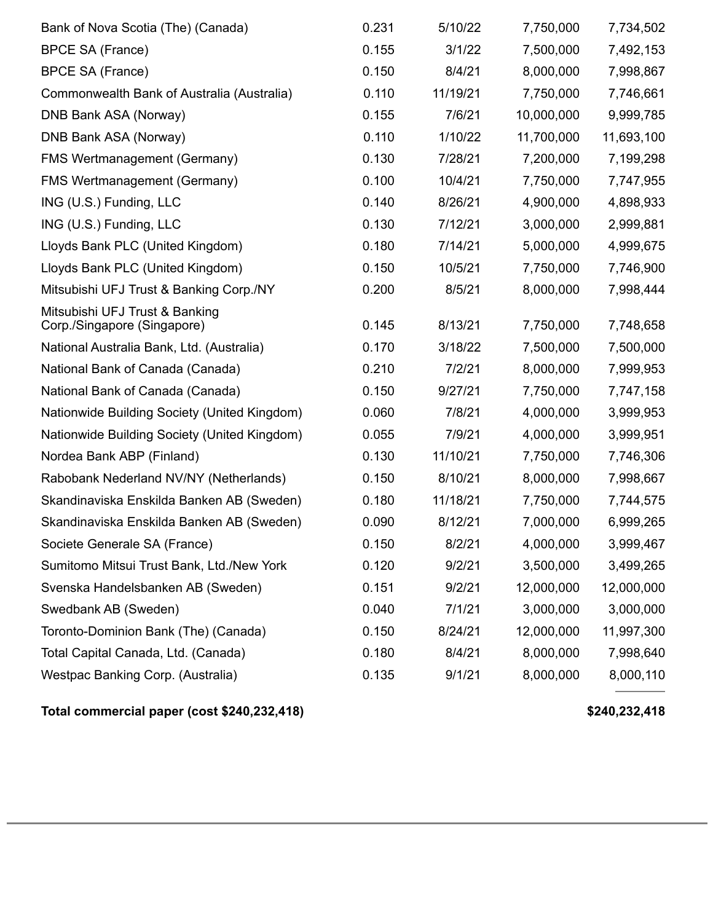| | | | | |
|---|---|---|---|---|
| Bank of Nova Scotia (The) (Canada) | 0.231 | 5/10/22 | 7,750,000 | 7,734,502 |
| BPCE SA (France) | 0.155 | 3/1/22 | 7,500,000 | 7,492,153 |
| BPCE SA (France) | 0.150 | 8/4/21 | 8,000,000 | 7,998,867 |
| Commonwealth Bank of Australia (Australia) | 0.110 | 11/19/21 | 7,750,000 | 7,746,661 |
| DNB Bank ASA (Norway) | 0.155 | 7/6/21 | 10,000,000 | 9,999,785 |
| DNB Bank ASA (Norway) | 0.110 | 1/10/22 | 11,700,000 | 11,693,100 |
| FMS Wertmanagement (Germany) | 0.130 | 7/28/21 | 7,200,000 | 7,199,298 |
| FMS Wertmanagement (Germany) | 0.100 | 10/4/21 | 7,750,000 | 7,747,955 |
| ING (U.S.) Funding, LLC | 0.140 | 8/26/21 | 4,900,000 | 4,898,933 |
| ING (U.S.) Funding, LLC | 0.130 | 7/12/21 | 3,000,000 | 2,999,881 |
| Lloyds Bank PLC (United Kingdom) | 0.180 | 7/14/21 | 5,000,000 | 4,999,675 |
| Lloyds Bank PLC (United Kingdom) | 0.150 | 10/5/21 | 7,750,000 | 7,746,900 |
| Mitsubishi UFJ Trust & Banking Corp./NY | 0.200 | 8/5/21 | 8,000,000 | 7,998,444 |
| Mitsubishi UFJ Trust & Banking Corp./Singapore (Singapore) | 0.145 | 8/13/21 | 7,750,000 | 7,748,658 |
| National Australia Bank, Ltd. (Australia) | 0.170 | 3/18/22 | 7,500,000 | 7,500,000 |
| National Bank of Canada (Canada) | 0.210 | 7/2/21 | 8,000,000 | 7,999,953 |
| National Bank of Canada (Canada) | 0.150 | 9/27/21 | 7,750,000 | 7,747,158 |
| Nationwide Building Society (United Kingdom) | 0.060 | 7/8/21 | 4,000,000 | 3,999,953 |
| Nationwide Building Society (United Kingdom) | 0.055 | 7/9/21 | 4,000,000 | 3,999,951 |
| Nordea Bank ABP (Finland) | 0.130 | 11/10/21 | 7,750,000 | 7,746,306 |
| Rabobank Nederland NV/NY (Netherlands) | 0.150 | 8/10/21 | 8,000,000 | 7,998,667 |
| Skandinaviska Enskilda Banken AB (Sweden) | 0.180 | 11/18/21 | 7,750,000 | 7,744,575 |
| Skandinaviska Enskilda Banken AB (Sweden) | 0.090 | 8/12/21 | 7,000,000 | 6,999,265 |
| Societe Generale SA (France) | 0.150 | 8/2/21 | 4,000,000 | 3,999,467 |
| Sumitomo Mitsui Trust Bank, Ltd./New York | 0.120 | 9/2/21 | 3,500,000 | 3,499,265 |
| Svenska Handelsbanken AB (Sweden) | 0.151 | 9/2/21 | 12,000,000 | 12,000,000 |
| Swedbank AB (Sweden) | 0.040 | 7/1/21 | 3,000,000 | 3,000,000 |
| Toronto-Dominion Bank (The) (Canada) | 0.150 | 8/24/21 | 12,000,000 | 11,997,300 |
| Total Capital Canada, Ltd. (Canada) | 0.180 | 8/4/21 | 8,000,000 | 7,998,640 |
| Westpac Banking Corp. (Australia) | 0.135 | 9/1/21 | 8,000,000 | 8,000,110 |
| **Total commercial paper (cost $240,232,418)** | | | | **$240,232,418** |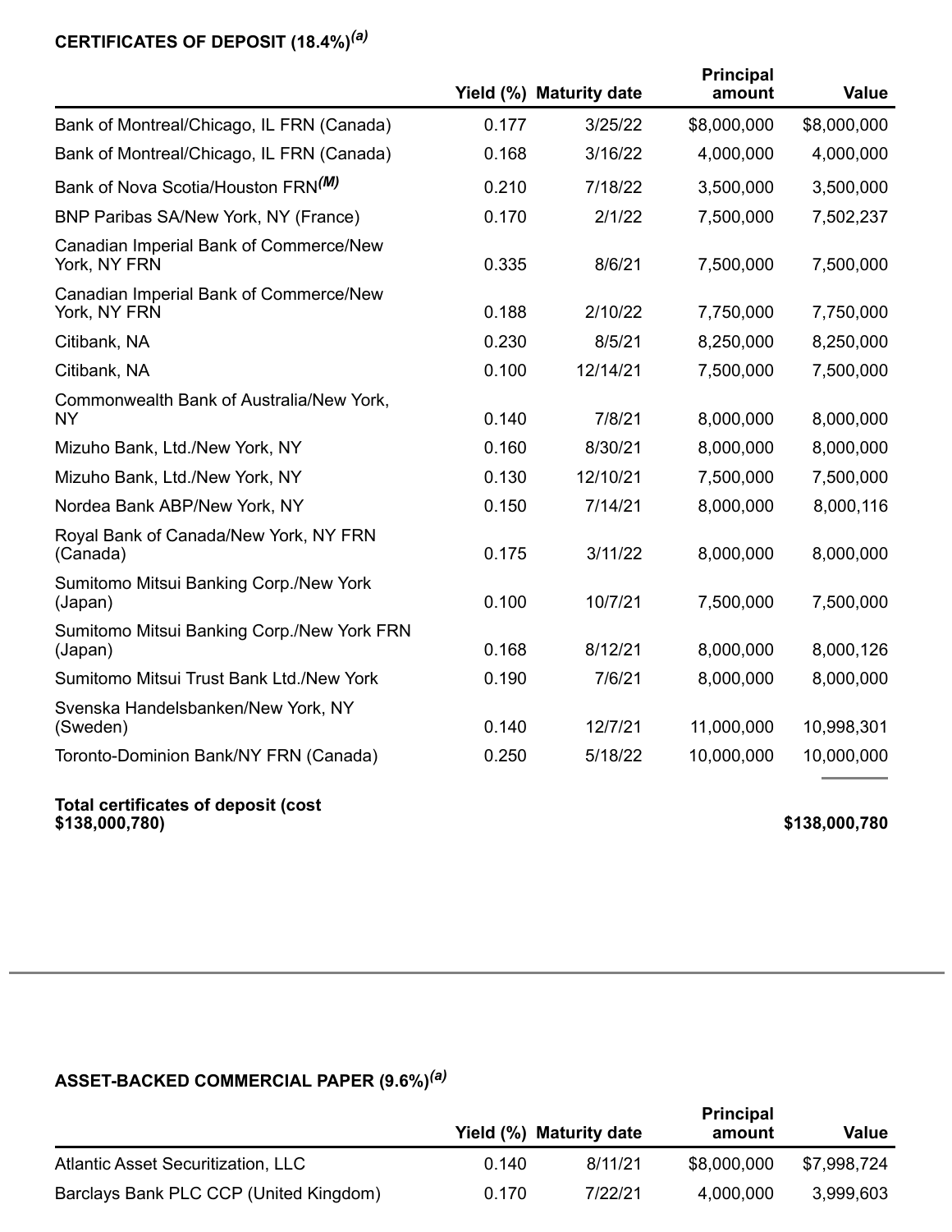**CERTIFICATES OF DEPOSIT (18.4%)[(a)]**

| | Yield (%) | Maturity date | Principal amount | Value |
|---|---|---|---|---|
| Bank of Montreal/Chicago, IL FRN (Canada) | 0.177 | 3/25/22 | $8,000,000 | $8,000,000 |
| Bank of Montreal/Chicago, IL FRN (Canada) | 0.168 | 3/16/22 | 4,000,000 | 4,000,000 |
| Bank of Nova Scotia/Houston FRN[(M)] | 0.210 | 7/18/22 | 3,500,000 | 3,500,000 |
| BNP Paribas SA/New York, NY (France) | 0.170 | 2/1/22 | 7,500,000 | 7,502,237 |
| Canadian Imperial Bank of Commerce/New York, NY FRN | 0.335 | 8/6/21 | 7,500,000 | 7,500,000 |
| Canadian Imperial Bank of Commerce/New York, NY FRN | 0.188 | 2/10/22 | 7,750,000 | 7,750,000 |
| Citibank, NA | 0.230 | 8/5/21 | 8,250,000 | 8,250,000 |
| Citibank, NA | 0.100 | 12/14/21 | 7,500,000 | 7,500,000 |
| Commonwealth Bank of Australia/New York, NY | 0.140 | 7/8/21 | 8,000,000 | 8,000,000 |
| Mizuho Bank, Ltd./New York, NY | 0.160 | 8/30/21 | 8,000,000 | 8,000,000 |
| Mizuho Bank, Ltd./New York, NY | 0.130 | 12/10/21 | 7,500,000 | 7,500,000 |
| Nordea Bank ABP/New York, NY | 0.150 | 7/14/21 | 8,000,000 | 8,000,116 |
| Royal Bank of Canada/New York, NY FRN (Canada) | 0.175 | 3/11/22 | 8,000,000 | 8,000,000 |
| Sumitomo Mitsui Banking Corp./New York (Japan) | 0.100 | 10/7/21 | 7,500,000 | 7,500,000 |
| Sumitomo Mitsui Banking Corp./New York FRN (Japan) | 0.168 | 8/12/21 | 8,000,000 | 8,000,126 |
| Sumitomo Mitsui Trust Bank Ltd./New York | 0.190 | 7/6/21 | 8,000,000 | 8,000,000 |
| Svenska Handelsbanken/New York, NY (Sweden) | 0.140 | 12/7/21 | 11,000,000 | 10,998,301 |
| Toronto-Dominion Bank/NY FRN (Canada) | 0.250 | 5/18/22 | 10,000,000 | 10,000,000 |
| **Total certificates of deposit (cost $138,000,780)** | | | | **$138,000,780** |

**ASSET-BACKED COMMERCIAL PAPER (9.6%)[(a)]**

| | Yield (%) | Maturity date | Principal amount | Value |
|---|---|---|---|---|
| Atlantic Asset Securitization, LLC | 0.140 | 8/11/21 | $8,000,000 | $7,998,724 |
| Barclays Bank PLC CCP (United Kingdom) | 0.170 | 7/22/21 | 4,000,000 | 3,999,603 |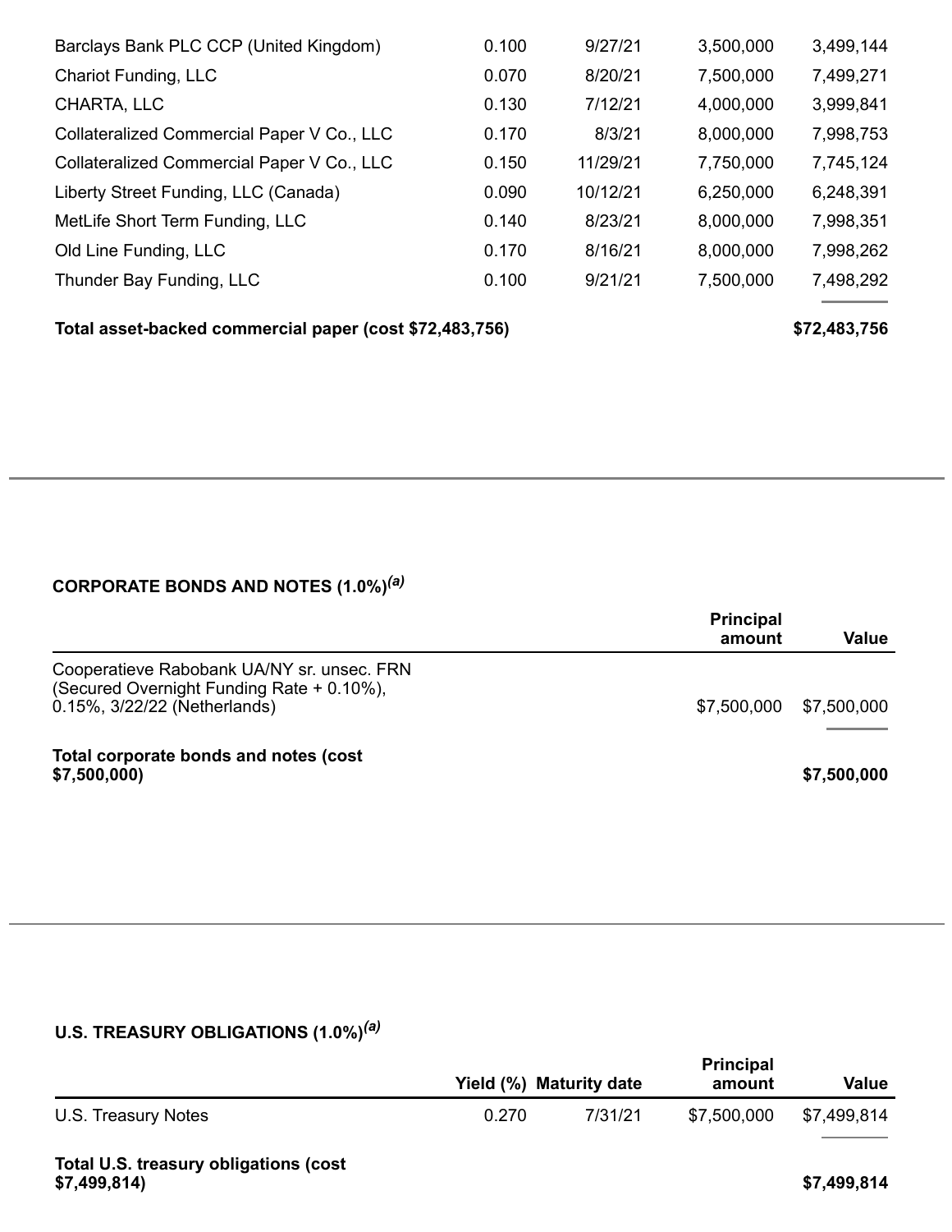| | | | | |
|---|---|---|---|---|
| Barclays Bank PLC CCP (United Kingdom) | 0.100 | 9/27/21 | 3,500,000 | 3,499,144 |
| Chariot Funding, LLC | 0.070 | 8/20/21 | 7,500,000 | 7,499,271 |
| CHARTA, LLC | 0.130 | 7/12/21 | 4,000,000 | 3,999,841 |
| Collateralized Commercial Paper V Co., LLC | 0.170 | 8/3/21 | 8,000,000 | 7,998,753 |
| Collateralized Commercial Paper V Co., LLC | 0.150 | 11/29/21 | 7,750,000 | 7,745,124 |
| Liberty Street Funding, LLC (Canada) | 0.090 | 10/12/21 | 6,250,000 | 6,248,391 |
| MetLife Short Term Funding, LLC | 0.140 | 8/23/21 | 8,000,000 | 7,998,351 |
| Old Line Funding, LLC | 0.170 | 8/16/21 | 8,000,000 | 7,998,262 |
| Thunder Bay Funding, LLC | 0.100 | 9/21/21 | 7,500,000 | 7,498,292 |
| **Total asset-backed commercial paper (cost $72,483,756)** | | | | **$72,483,756** |

**CORPORATE BONDS AND NOTES (1.0%)[(a)]**

| | Principal amount | Value |
|---|---|---|
| Cooperatieve Rabobank UA/NY sr. unsec. FRN (Secured Overnight Funding Rate + 0.10%), 0.15%, 3/22/22 (Netherlands) | $7,500,000 | $7,500,000 |
| **Total corporate bonds and notes (cost $7,500,000)** | | **$7,500,000** |

**U.S. TREASURY OBLIGATIONS (1.0%)[(a)]**

| | Yield (%) | Maturity date | Principal amount | Value |
|---|---|---|---|---|
| U.S. Treasury Notes | 0.270 | 7/31/21 | $7,500,000 | $7,499,814 |
| **Total U.S. treasury obligations (cost $7,499,814)** | | | | **$7,499,814** |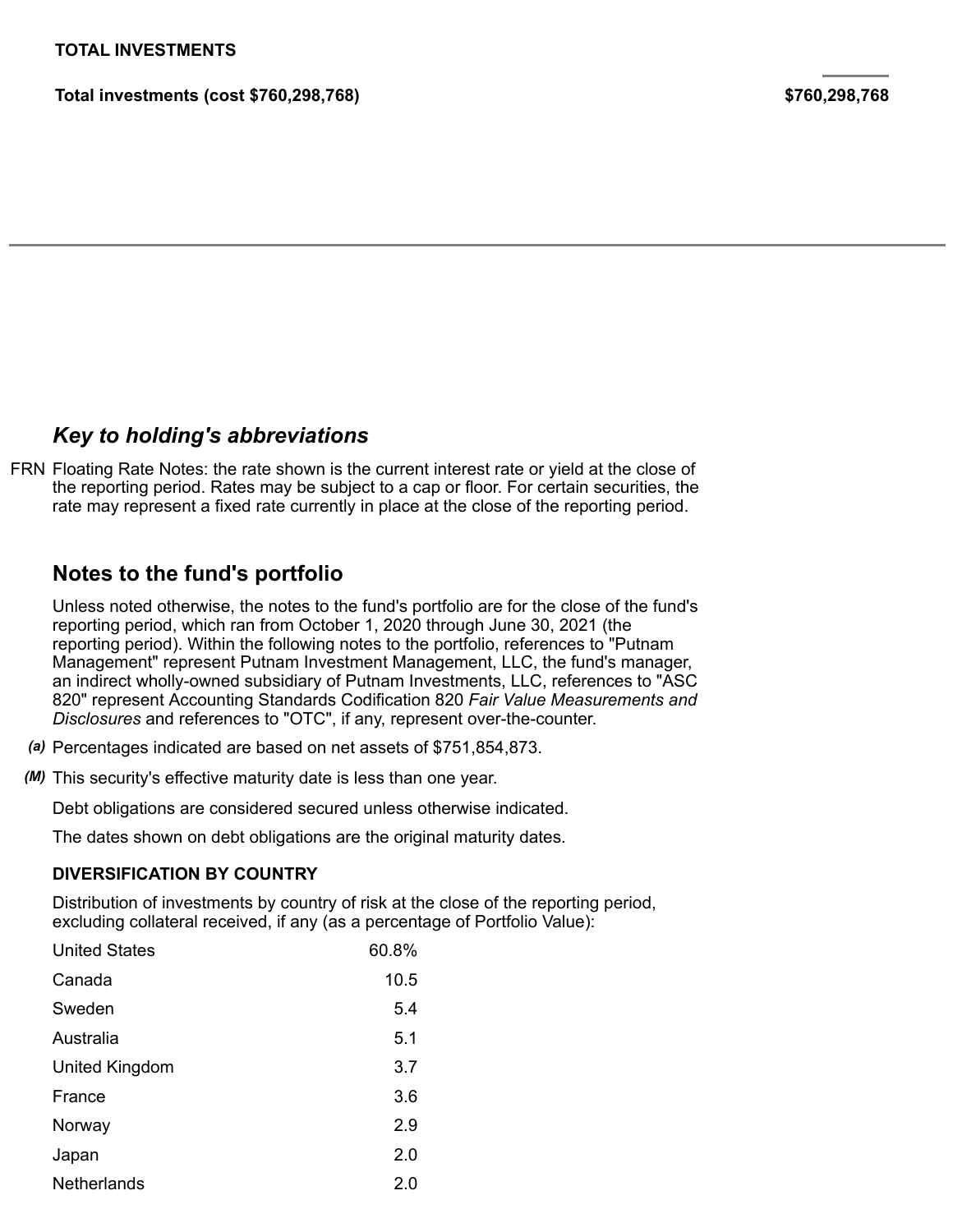**TOTAL INVESTMENTS**

| | |
|---|---|
| **Total investments (cost $760,298,768)** | **$760,298,768** |

## *Key to holding's abbreviations*

FRN Floating Rate Notes: the rate shown is the current interest rate or yield at the close of the reporting period. Rates may be subject to a cap or floor. For certain securities, the rate may represent a fixed rate currently in place at the close of the reporting period.

## Notes to the fund's portfolio

Unless noted otherwise, the notes to the fund's portfolio are for the close of the fund's reporting period, which ran from October 1, 2020 through June 30, 2021 (the reporting period). Within the following notes to the portfolio, references to "Putnam Management" represent Putnam Investment Management, LLC, the fund's manager, an indirect wholly-owned subsidiary of Putnam Investments, LLC, references to "ASC 820" represent Accounting Standards Codification 820 *Fair Value Measurements and Disclosures* and references to "OTC", if any, represent over-the-counter.

*(a)* Percentages indicated are based on net assets of $751,854,873.

*(M)* This security's effective maturity date is less than one year.

Debt obligations are considered secured unless otherwise indicated.

The dates shown on debt obligations are the original maturity dates.

**DIVERSIFICATION BY COUNTRY**

Distribution of investments by country of risk at the close of the reporting period, excluding collateral received, if any (as a percentage of Portfolio Value):

| | |
|---|---|
| United States | 60.8% |
| Canada | 10.5 |
| Sweden | 5.4 |
| Australia | 5.1 |
| United Kingdom | 3.7 |
| France | 3.6 |
| Norway | 2.9 |
| Japan | 2.0 |
| Netherlands | 2.0 |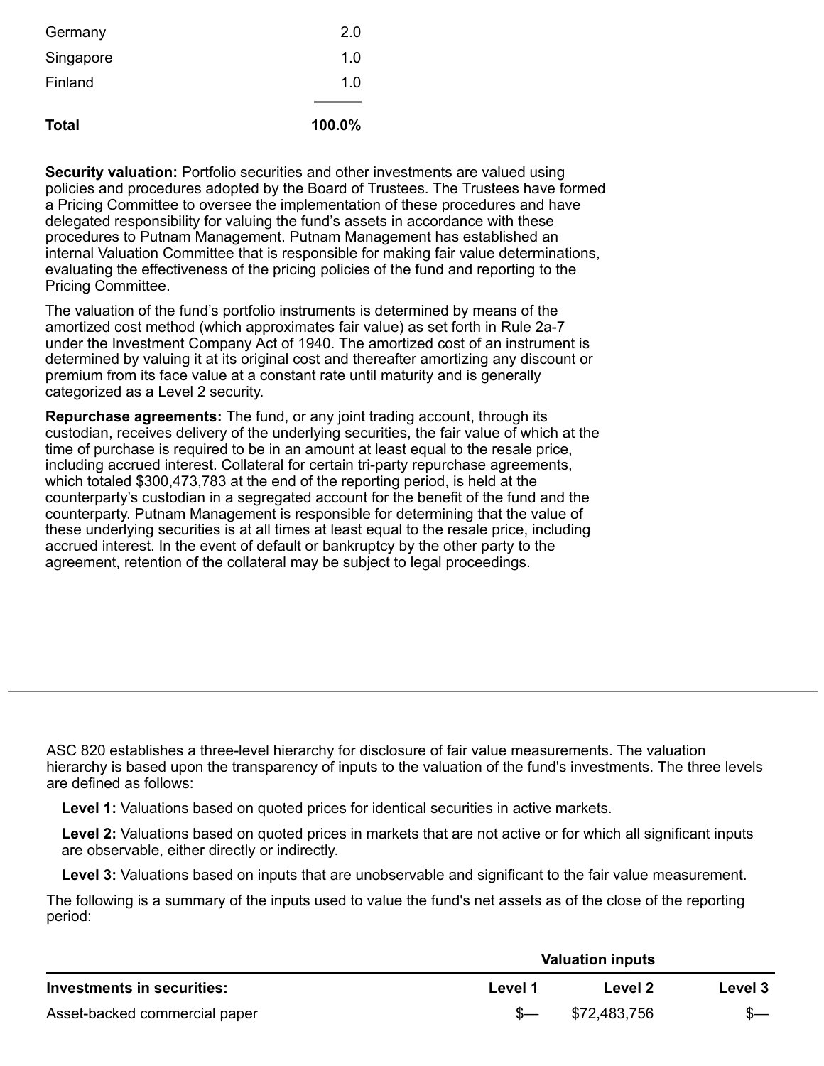| | |
|---|---|
| Germany | 2.0 |
| Singapore | 1.0 |
| Finland | 1.0 |
| **Total** | **100.0%** |

**Security valuation:** Portfolio securities and other investments are valued using policies and procedures adopted by the Board of Trustees. The Trustees have formed a Pricing Committee to oversee the implementation of these procedures and have delegated responsibility for valuing the fund's assets in accordance with these procedures to Putnam Management. Putnam Management has established an internal Valuation Committee that is responsible for making fair value determinations, evaluating the effectiveness of the pricing policies of the fund and reporting to the Pricing Committee.

The valuation of the fund's portfolio instruments is determined by means of the amortized cost method (which approximates fair value) as set forth in Rule 2a-7 under the Investment Company Act of 1940. The amortized cost of an instrument is determined by valuing it at its original cost and thereafter amortizing any discount or premium from its face value at a constant rate until maturity and is generally categorized as a Level 2 security.

**Repurchase agreements:** The fund, or any joint trading account, through its custodian, receives delivery of the underlying securities, the fair value of which at the time of purchase is required to be in an amount at least equal to the resale price, including accrued interest. Collateral for certain tri-party repurchase agreements, which totaled $300,473,783 at the end of the reporting period, is held at the counterparty's custodian in a segregated account for the benefit of the fund and the counterparty. Putnam Management is responsible for determining that the value of these underlying securities is at all times at least equal to the resale price, including accrued interest. In the event of default or bankruptcy by the other party to the agreement, retention of the collateral may be subject to legal proceedings.

ASC 820 establishes a three-level hierarchy for disclosure of fair value measurements. The valuation hierarchy is based upon the transparency of inputs to the valuation of the fund's investments. The three levels are defined as follows:

**Level 1:** Valuations based on quoted prices for identical securities in active markets.

**Level 2:** Valuations based on quoted prices in markets that are not active or for which all significant inputs are observable, either directly or indirectly.

**Level 3:** Valuations based on inputs that are unobservable and significant to the fair value measurement.

The following is a summary of the inputs used to value the fund's net assets as of the close of the reporting period:

| | Valuation inputs | | |
|---|---|---|---|
| **Investments in securities:** | **Level 1** | **Level 2** | **Level 3** |
| Asset-backed commercial paper | $— | $72,483,756 | $— |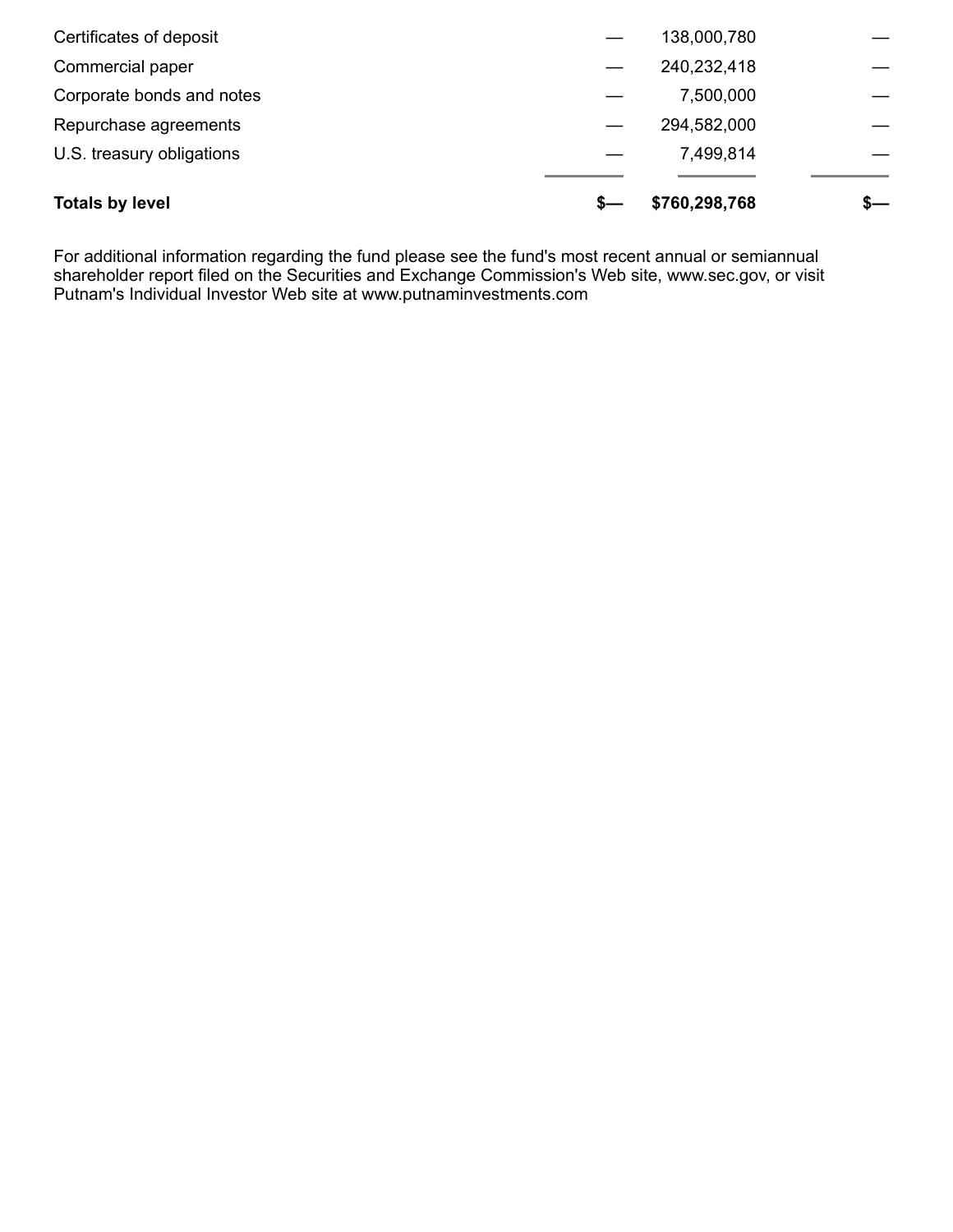| | | | |
|---|---|---|---|
| Certificates of deposit | — | 138,000,780 | — |
| Commercial paper | — | 240,232,418 | — |
| Corporate bonds and notes | — | 7,500,000 | — |
| Repurchase agreements | — | 294,582,000 | — |
| U.S. treasury obligations | — | 7,499,814 | — |
| **Totals by level** | **$—** | **$760,298,768** | **$—** |

For additional information regarding the fund please see the fund's most recent annual or semiannual shareholder report filed on the Securities and Exchange Commission's Web site, www.sec.gov, or visit Putnam's Individual Investor Web site at www.putnaminvestments.com